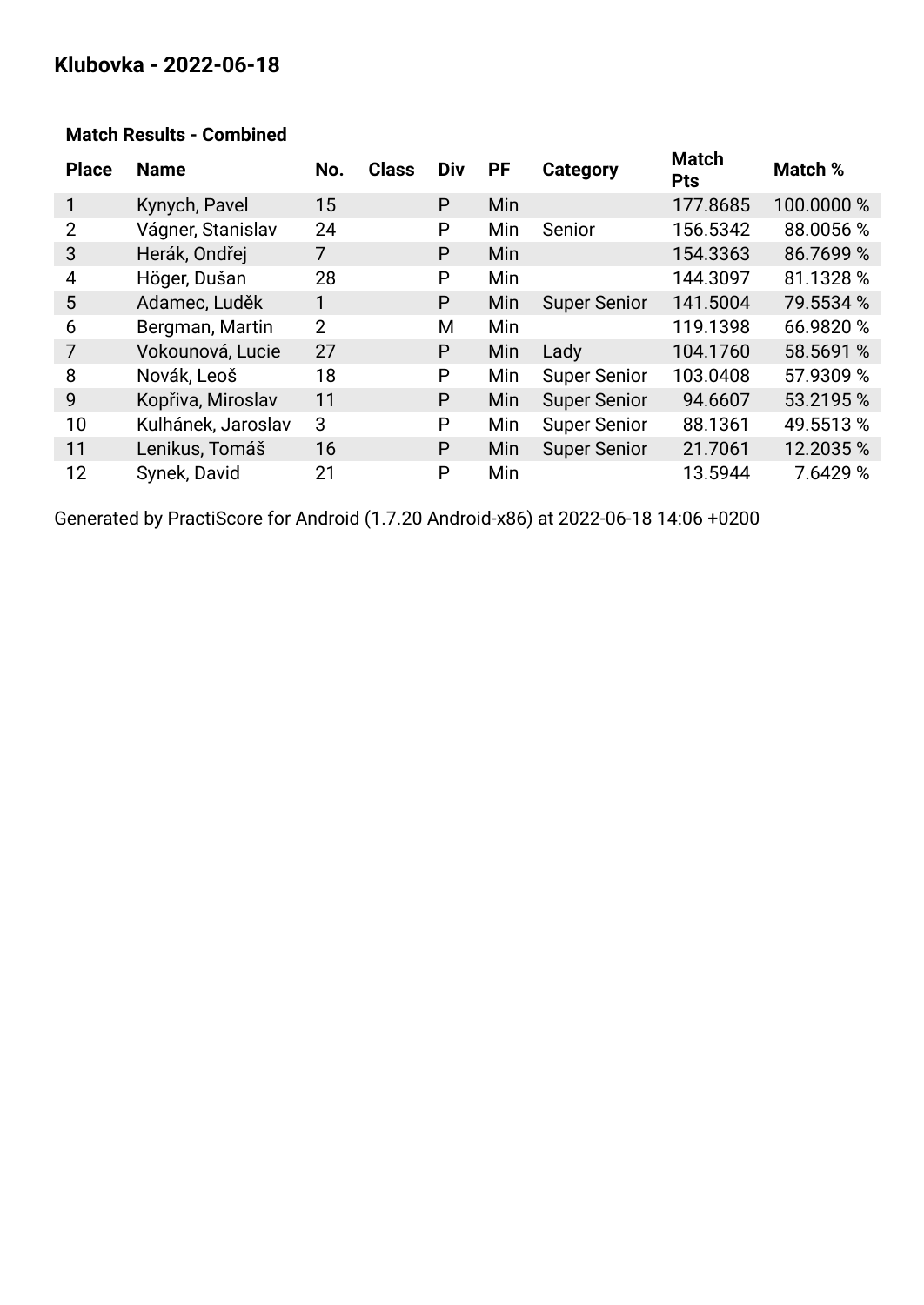# Klubovka - 2022-06-18

### Match Results - Combined

| Place | Name | No. | Class | Div | PF | Category | Match Pts | Match % |
|---|---|---|---|---|---|---|---|---|
| 1 | Kynych, Pavel | 15 | | P | Min | | 177.8685 | 100.0000 % |
| 2 | Vágner, Stanislav | 24 | | P | Min | Senior | 156.5342 | 88.0056 % |
| 3 | Herák, Ondřej | 7 | | P | Min | | 154.3363 | 86.7699 % |
| 4 | Höger, Dušan | 28 | | P | Min | | 144.3097 | 81.1328 % |
| 5 | Adamec, Luděk | 1 | | P | Min | Super Senior | 141.5004 | 79.5534 % |
| 6 | Bergman, Martin | 2 | | M | Min | | 119.1398 | 66.9820 % |
| 7 | Vokounová, Lucie | 27 | | P | Min | Lady | 104.1760 | 58.5691 % |
| 8 | Novák, Leoš | 18 | | P | Min | Super Senior | 103.0408 | 57.9309 % |
| 9 | Kopřiva, Miroslav | 11 | | P | Min | Super Senior | 94.6607 | 53.2195 % |
| 10 | Kulhánek, Jaroslav | 3 | | P | Min | Super Senior | 88.1361 | 49.5513 % |
| 11 | Lenikus, Tomáš | 16 | | P | Min | Super Senior | 21.7061 | 12.2035 % |
| 12 | Synek, David | 21 | | P | Min | | 13.5944 | 7.6429 % |

Generated by PractiScore for Android (1.7.20 Android-x86) at 2022-06-18 14:06 +0200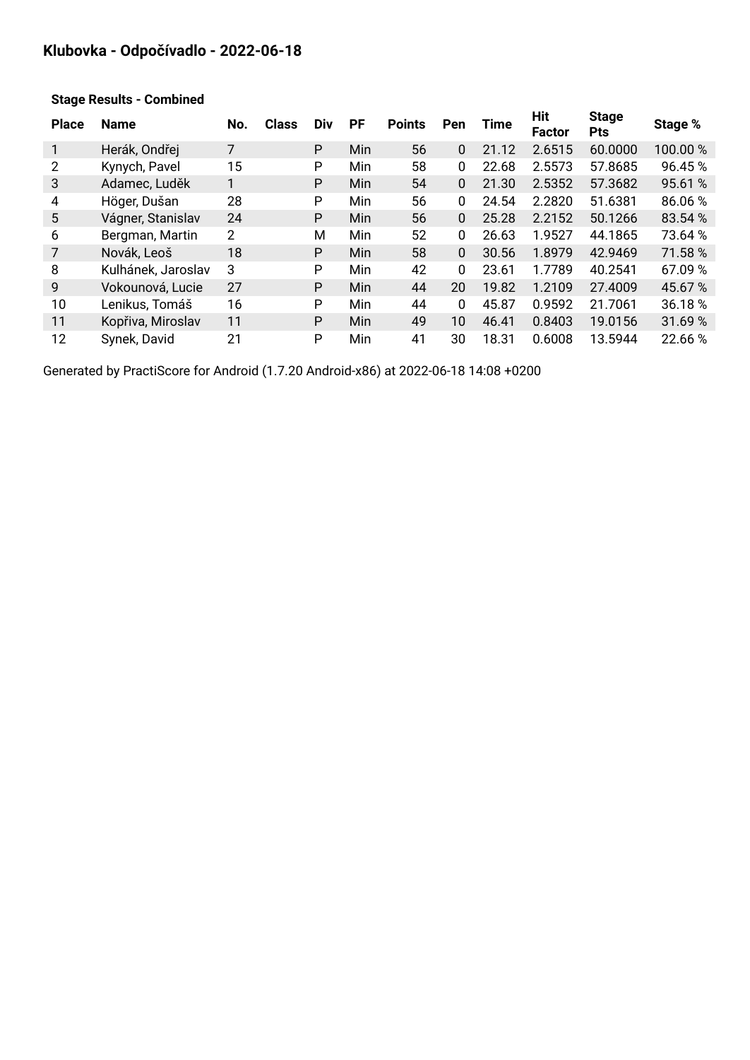# Klubovka - Odpočívadlo - 2022-06-18

### Stage Results - Combined

| Place | Name | No. | Class | Div | PF | Points | Pen | Time | Hit Factor | Stage Pts | Stage % |
|---|---|---|---|---|---|---|---|---|---|---|---|
| 1 | Herák, Ondřej | 7 | | P | Min | 56 | 0 | 21.12 | 2.6515 | 60.0000 | 100.00 % |
| 2 | Kynych, Pavel | 15 | | P | Min | 58 | 0 | 22.68 | 2.5573 | 57.8685 | 96.45 % |
| 3 | Adamec, Luděk | 1 | | P | Min | 54 | 0 | 21.30 | 2.5352 | 57.3682 | 95.61 % |
| 4 | Höger, Dušan | 28 | | P | Min | 56 | 0 | 24.54 | 2.2820 | 51.6381 | 86.06 % |
| 5 | Vágner, Stanislav | 24 | | P | Min | 56 | 0 | 25.28 | 2.2152 | 50.1266 | 83.54 % |
| 6 | Bergman, Martin | 2 | | M | Min | 52 | 0 | 26.63 | 1.9527 | 44.1865 | 73.64 % |
| 7 | Novák, Leoš | 18 | | P | Min | 58 | 0 | 30.56 | 1.8979 | 42.9469 | 71.58 % |
| 8 | Kulhánek, Jaroslav | 3 | | P | Min | 42 | 0 | 23.61 | 1.7789 | 40.2541 | 67.09 % |
| 9 | Vokounová, Lucie | 27 | | P | Min | 44 | 20 | 19.82 | 1.2109 | 27.4009 | 45.67 % |
| 10 | Lenikus, Tomáš | 16 | | P | Min | 44 | 0 | 45.87 | 0.9592 | 21.7061 | 36.18 % |
| 11 | Kopřiva, Miroslav | 11 | | P | Min | 49 | 10 | 46.41 | 0.8403 | 19.0156 | 31.69 % |
| 12 | Synek, David | 21 | | P | Min | 41 | 30 | 18.31 | 0.6008 | 13.5944 | 22.66 % |

Generated by PractiScore for Android (1.7.20 Android-x86) at 2022-06-18 14:08 +0200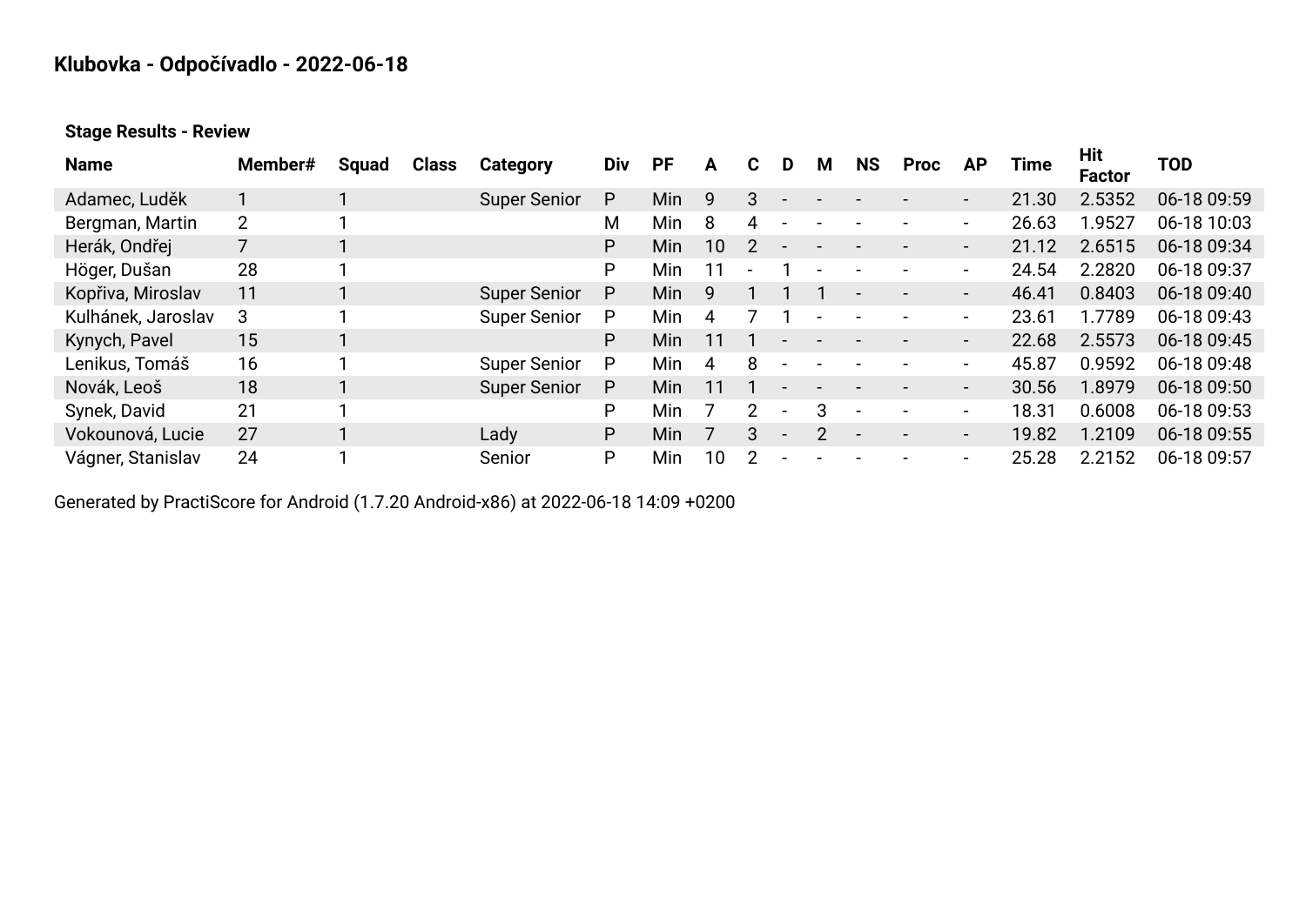# Klubovka - Odpočívadlo - 2022-06-18

### Stage Results - Review

| Name | Member# | Squad | Class | Category | Div | PF | A | C | D | M | NS | Proc | AP | Time | Hit Factor | TOD |
|---|---|---|---|---|---|---|---|---|---|---|---|---|---|---|---|---|
| Adamec, Luděk | 1 | 1 | | Super Senior | P | Min | 9 | 3 | - | - | - | - | - | 21.30 | 2.5352 | 06-18 09:59 |
| Bergman, Martin | 2 | 1 | | | M | Min | 8 | 4 | - | - | - | - | - | 26.63 | 1.9527 | 06-18 10:03 |
| Herák, Ondřej | 7 | 1 | | | P | Min | 10 | 2 | - | - | - | - | - | 21.12 | 2.6515 | 06-18 09:34 |
| Höger, Dušan | 28 | 1 | | | P | Min | 11 | - | 1 | - | - | - | - | 24.54 | 2.2820 | 06-18 09:37 |
| Kopřiva, Miroslav | 11 | 1 | | Super Senior | P | Min | 9 | 1 | 1 | 1 | - | - | - | 46.41 | 0.8403 | 06-18 09:40 |
| Kulhánek, Jaroslav | 3 | 1 | | Super Senior | P | Min | 4 | 7 | 1 | - | - | - | - | 23.61 | 1.7789 | 06-18 09:43 |
| Kynych, Pavel | 15 | 1 | | | P | Min | 11 | 1 | - | - | - | - | - | 22.68 | 2.5573 | 06-18 09:45 |
| Lenikus, Tomáš | 16 | 1 | | Super Senior | P | Min | 4 | 8 | - | - | - | - | - | 45.87 | 0.9592 | 06-18 09:48 |
| Novák, Leoš | 18 | 1 | | Super Senior | P | Min | 11 | 1 | - | - | - | - | - | 30.56 | 1.8979 | 06-18 09:50 |
| Synek, David | 21 | 1 | | | P | Min | 7 | 2 | - | 3 | - | - | - | 18.31 | 0.6008 | 06-18 09:53 |
| Vokounová, Lucie | 27 | 1 | | Lady | P | Min | 7 | 3 | - | 2 | - | - | - | 19.82 | 1.2109 | 06-18 09:55 |
| Vágner, Stanislav | 24 | 1 | | Senior | P | Min | 10 | 2 | - | - | - | - | - | 25.28 | 2.2152 | 06-18 09:57 |

Generated by PractiScore for Android (1.7.20 Android-x86) at 2022-06-18 14:09 +0200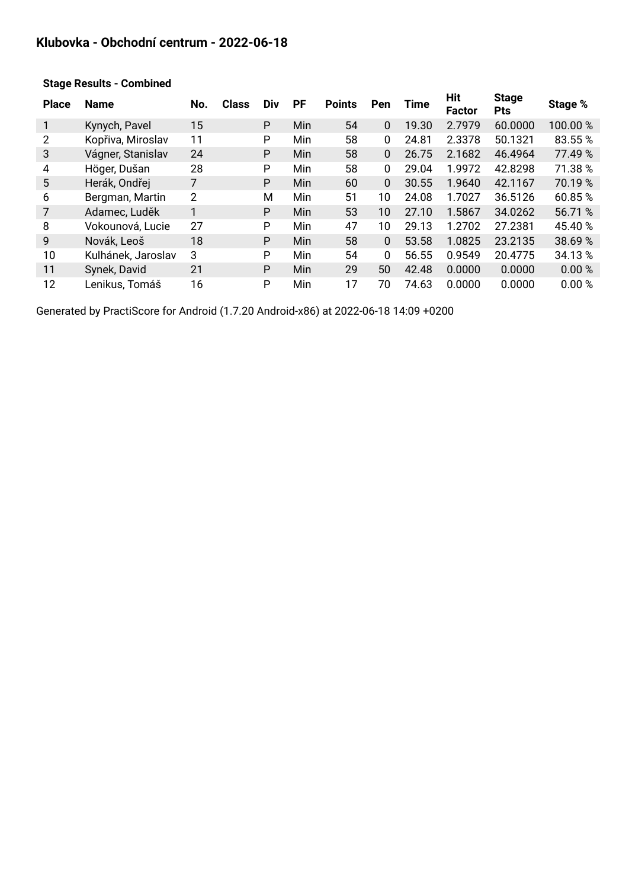## Klubovka - Obchodní centrum - 2022-06-18

### Stage Results - Combined

| Place | Name | No. | Class | Div | PF | Points | Pen | Time | Hit Factor | Stage Pts | Stage % |
|---|---|---|---|---|---|---|---|---|---|---|---|
| 1 | Kynych, Pavel | 15 | | P | Min | 54 | 0 | 19.30 | 2.7979 | 60.0000 | 100.00 % |
| 2 | Kopřiva, Miroslav | 11 | | P | Min | 58 | 0 | 24.81 | 2.3378 | 50.1321 | 83.55 % |
| 3 | Vágner, Stanislav | 24 | | P | Min | 58 | 0 | 26.75 | 2.1682 | 46.4964 | 77.49 % |
| 4 | Höger, Dušan | 28 | | P | Min | 58 | 0 | 29.04 | 1.9972 | 42.8298 | 71.38 % |
| 5 | Herák, Ondřej | 7 | | P | Min | 60 | 0 | 30.55 | 1.9640 | 42.1167 | 70.19 % |
| 6 | Bergman, Martin | 2 | | M | Min | 51 | 10 | 24.08 | 1.7027 | 36.5126 | 60.85 % |
| 7 | Adamec, Luděk | 1 | | P | Min | 53 | 10 | 27.10 | 1.5867 | 34.0262 | 56.71 % |
| 8 | Vokounová, Lucie | 27 | | P | Min | 47 | 10 | 29.13 | 1.2702 | 27.2381 | 45.40 % |
| 9 | Novák, Leoš | 18 | | P | Min | 58 | 0 | 53.58 | 1.0825 | 23.2135 | 38.69 % |
| 10 | Kulhánek, Jaroslav | 3 | | P | Min | 54 | 0 | 56.55 | 0.9549 | 20.4775 | 34.13 % |
| 11 | Synek, David | 21 | | P | Min | 29 | 50 | 42.48 | 0.0000 | 0.0000 | 0.00 % |
| 12 | Lenikus, Tomáš | 16 | | P | Min | 17 | 70 | 74.63 | 0.0000 | 0.0000 | 0.00 % |

Generated by PractiScore for Android (1.7.20 Android-x86) at 2022-06-18 14:09 +0200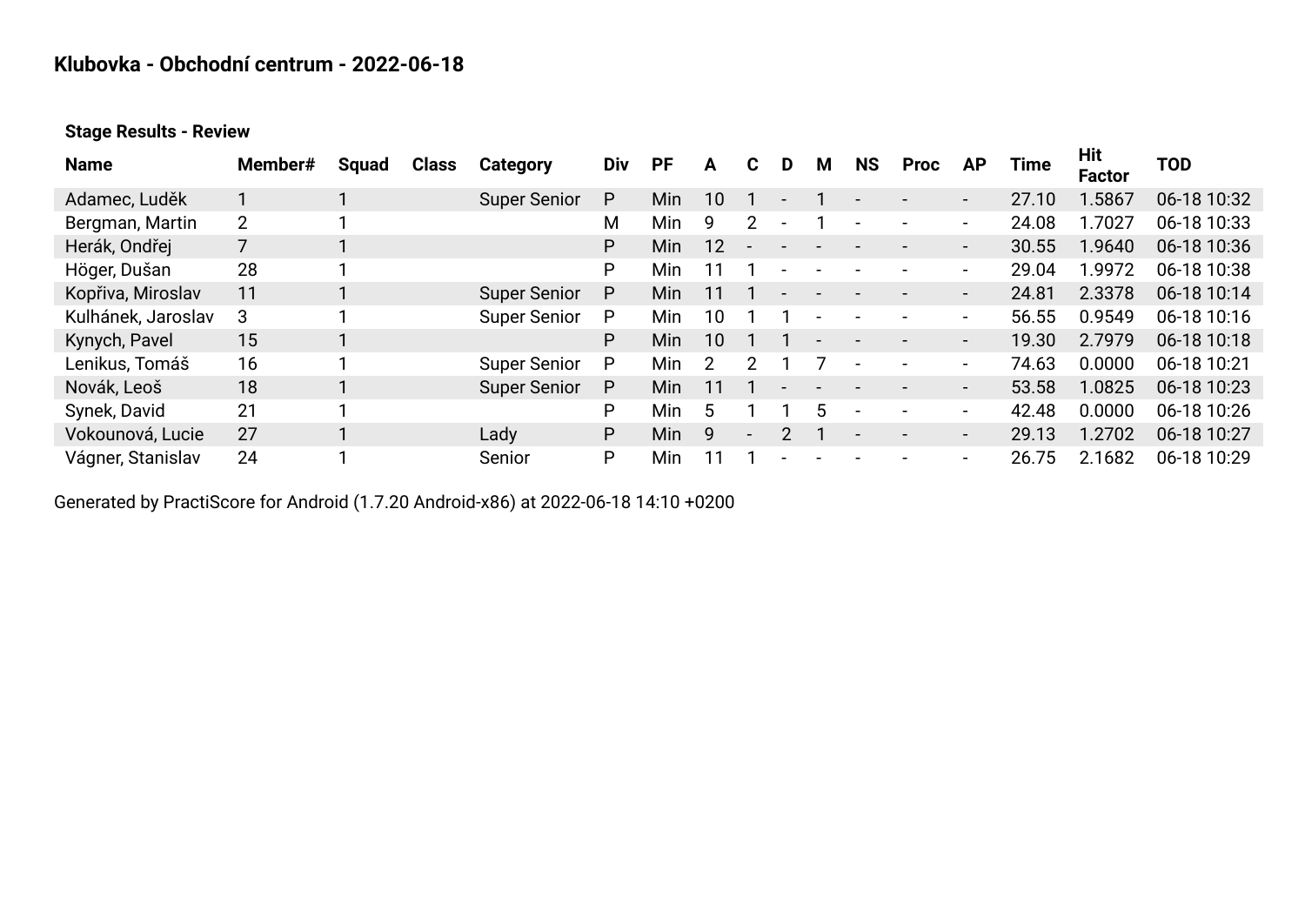## Klubovka - Obchodní centrum - 2022-06-18

### Stage Results - Review

| Name | Member# | Squad | Class | Category | Div | PF | A | C | D | M | NS | Proc | AP | Time | Hit Factor | TOD |
|---|---|---|---|---|---|---|---|---|---|---|---|---|---|---|---|---|
| Adamec, Luděk | 1 | 1 | | Super Senior | P | Min | 10 | 1 | - | 1 | - | - | - | 27.10 | 1.5867 | 06-18 10:32 |
| Bergman, Martin | 2 | 1 | | | M | Min | 9 | 2 | - | 1 | - | - | - | 24.08 | 1.7027 | 06-18 10:33 |
| Herák, Ondřej | 7 | 1 | | | P | Min | 12 | - | - | - | - | - | - | 30.55 | 1.9640 | 06-18 10:36 |
| Höger, Dušan | 28 | 1 | | | P | Min | 11 | 1 | - | - | - | - | - | 29.04 | 1.9972 | 06-18 10:38 |
| Kopřiva, Miroslav | 11 | 1 | | Super Senior | P | Min | 11 | 1 | - | - | - | - | - | 24.81 | 2.3378 | 06-18 10:14 |
| Kulhánek, Jaroslav | 3 | 1 | | Super Senior | P | Min | 10 | 1 | 1 | - | - | - | - | 56.55 | 0.9549 | 06-18 10:16 |
| Kynych, Pavel | 15 | 1 | | | P | Min | 10 | 1 | 1 | - | - | - | - | 19.30 | 2.7979 | 06-18 10:18 |
| Lenikus, Tomáš | 16 | 1 | | Super Senior | P | Min | 2 | 2 | 1 | 7 | - | - | - | 74.63 | 0.0000 | 06-18 10:21 |
| Novák, Leoš | 18 | 1 | | Super Senior | P | Min | 11 | 1 | - | - | - | - | - | 53.58 | 1.0825 | 06-18 10:23 |
| Synek, David | 21 | 1 | | | P | Min | 5 | 1 | 1 | 5 | - | - | - | 42.48 | 0.0000 | 06-18 10:26 |
| Vokounová, Lucie | 27 | 1 | | Lady | P | Min | 9 | - | 2 | 1 | - | - | - | 29.13 | 1.2702 | 06-18 10:27 |
| Vágner, Stanislav | 24 | 1 | | Senior | P | Min | 11 | 1 | - | - | - | - | - | 26.75 | 2.1682 | 06-18 10:29 |

Generated by PractiScore for Android (1.7.20 Android-x86) at 2022-06-18 14:10 +0200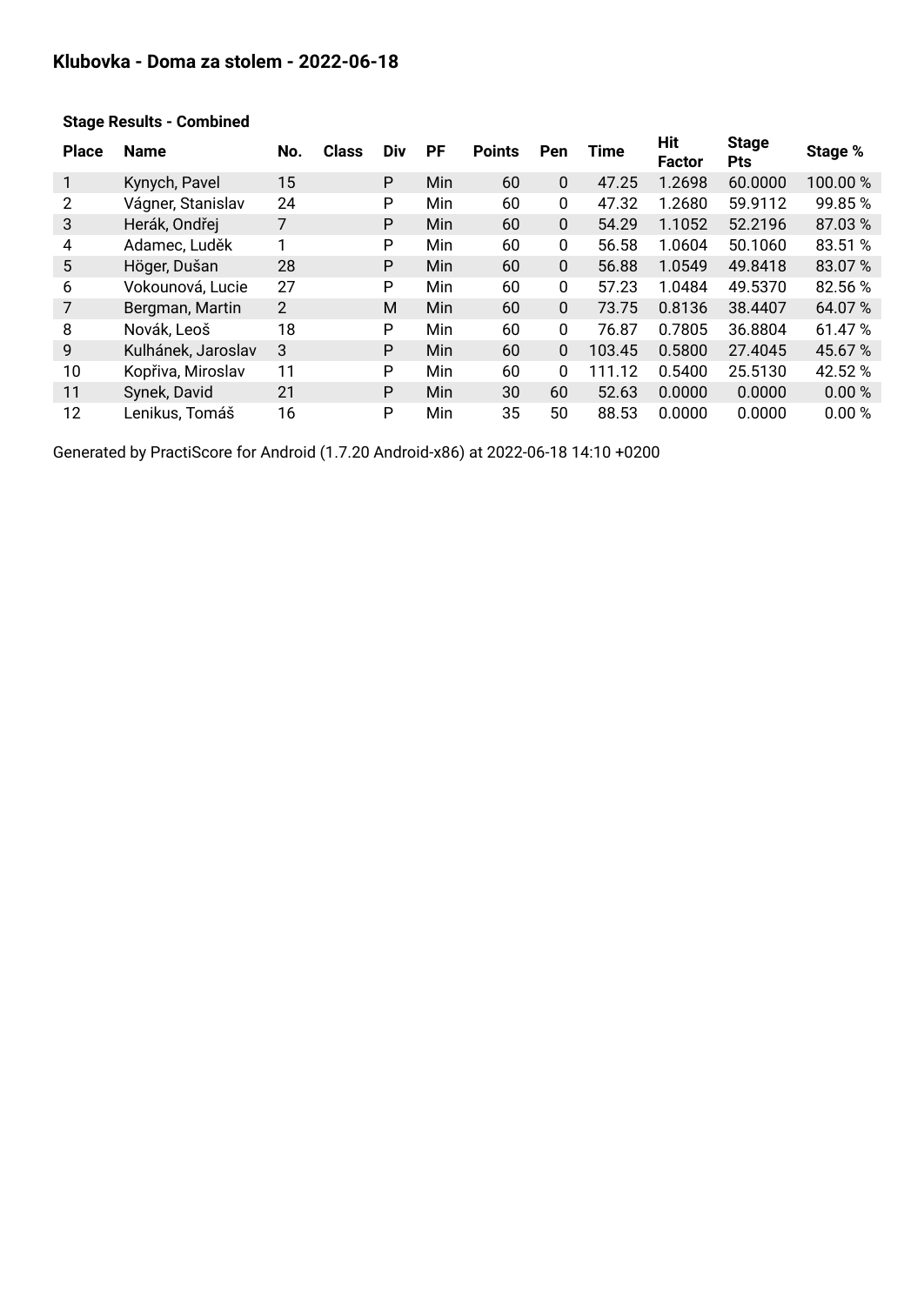## Klubovka - Doma za stolem - 2022-06-18

### Stage Results - Combined

| Place | Name | No. | Class | Div | PF | Points | Pen | Time | Hit Factor | Stage Pts | Stage % |
|---|---|---|---|---|---|---|---|---|---|---|---|
| 1 | Kynych, Pavel | 15 | | P | Min | 60 | 0 | 47.25 | 1.2698 | 60.0000 | 100.00 % |
| 2 | Vágner, Stanislav | 24 | | P | Min | 60 | 0 | 47.32 | 1.2680 | 59.9112 | 99.85 % |
| 3 | Herák, Ondřej | 7 | | P | Min | 60 | 0 | 54.29 | 1.1052 | 52.2196 | 87.03 % |
| 4 | Adamec, Luděk | 1 | | P | Min | 60 | 0 | 56.58 | 1.0604 | 50.1060 | 83.51 % |
| 5 | Höger, Dušan | 28 | | P | Min | 60 | 0 | 56.88 | 1.0549 | 49.8418 | 83.07 % |
| 6 | Vokounová, Lucie | 27 | | P | Min | 60 | 0 | 57.23 | 1.0484 | 49.5370 | 82.56 % |
| 7 | Bergman, Martin | 2 | | M | Min | 60 | 0 | 73.75 | 0.8136 | 38.4407 | 64.07 % |
| 8 | Novák, Leoš | 18 | | P | Min | 60 | 0 | 76.87 | 0.7805 | 36.8804 | 61.47 % |
| 9 | Kulhánek, Jaroslav | 3 | | P | Min | 60 | 0 | 103.45 | 0.5800 | 27.4045 | 45.67 % |
| 10 | Kopřiva, Miroslav | 11 | | P | Min | 60 | 0 | 111.12 | 0.5400 | 25.5130 | 42.52 % |
| 11 | Synek, David | 21 | | P | Min | 30 | 60 | 52.63 | 0.0000 | 0.0000 | 0.00 % |
| 12 | Lenikus, Tomáš | 16 | | P | Min | 35 | 50 | 88.53 | 0.0000 | 0.0000 | 0.00 % |

Generated by PractiScore for Android (1.7.20 Android-x86) at 2022-06-18 14:10 +0200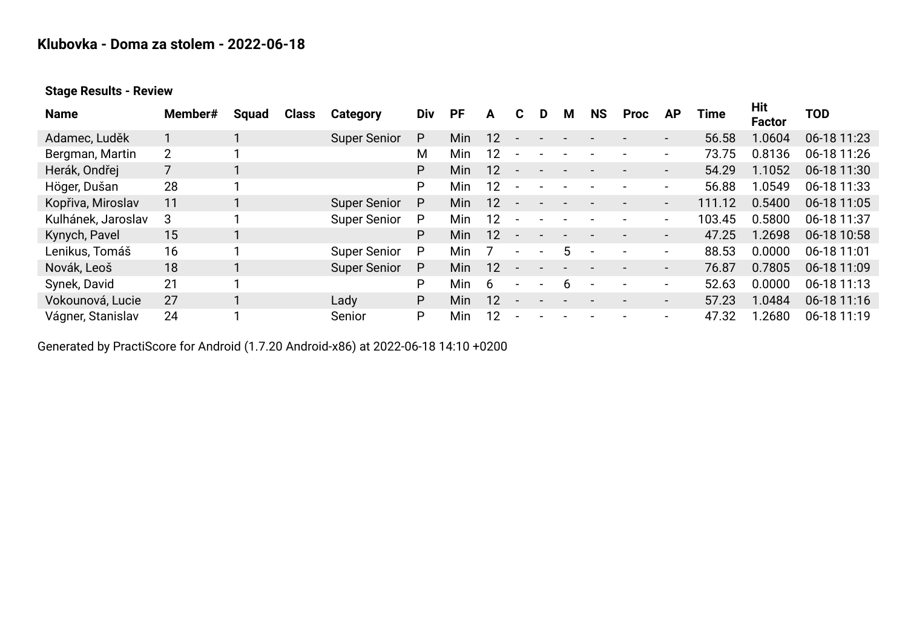## Klubovka - Doma za stolem - 2022-06-18

### Stage Results - Review

| Name | Member# | Squad | Class | Category | Div | PF | A | C | D | M | NS | Proc | AP | Time | Hit Factor | TOD |
|---|---|---|---|---|---|---|---|---|---|---|---|---|---|---|---|---|
| Adamec, Luděk | 1 | 1 | | Super Senior | P | Min | 12 | - | - | - | - | - | - | 56.58 | 1.0604 | 06-18 11:23 |
| Bergman, Martin | 2 | 1 | | | M | Min | 12 | - | - | - | - | - | - | 73.75 | 0.8136 | 06-18 11:26 |
| Herák, Ondřej | 7 | 1 | | | P | Min | 12 | - | - | - | - | - | - | 54.29 | 1.1052 | 06-18 11:30 |
| Höger, Dušan | 28 | 1 | | | P | Min | 12 | - | - | - | - | - | - | 56.88 | 1.0549 | 06-18 11:33 |
| Kopřiva, Miroslav | 11 | 1 | | Super Senior | P | Min | 12 | - | - | - | - | - | - | 111.12 | 0.5400 | 06-18 11:05 |
| Kulhánek, Jaroslav | 3 | 1 | | Super Senior | P | Min | 12 | - | - | - | - | - | - | 103.45 | 0.5800 | 06-18 11:37 |
| Kynych, Pavel | 15 | 1 | | | P | Min | 12 | - | - | - | - | - | - | 47.25 | 1.2698 | 06-18 10:58 |
| Lenikus, Tomáš | 16 | 1 | | Super Senior | P | Min | 7 | - | - | 5 | - | - | - | 88.53 | 0.0000 | 06-18 11:01 |
| Novák, Leoš | 18 | 1 | | Super Senior | P | Min | 12 | - | - | - | - | - | - | 76.87 | 0.7805 | 06-18 11:09 |
| Synek, David | 21 | 1 | | | P | Min | 6 | - | - | 6 | - | - | - | 52.63 | 0.0000 | 06-18 11:13 |
| Vokounová, Lucie | 27 | 1 | | Lady | P | Min | 12 | - | - | - | - | - | - | 57.23 | 1.0484 | 06-18 11:16 |
| Vágner, Stanislav | 24 | 1 | | Senior | P | Min | 12 | - | - | - | - | - | - | 47.32 | 1.2680 | 06-18 11:19 |

Generated by PractiScore for Android (1.7.20 Android-x86) at 2022-06-18 14:10 +0200